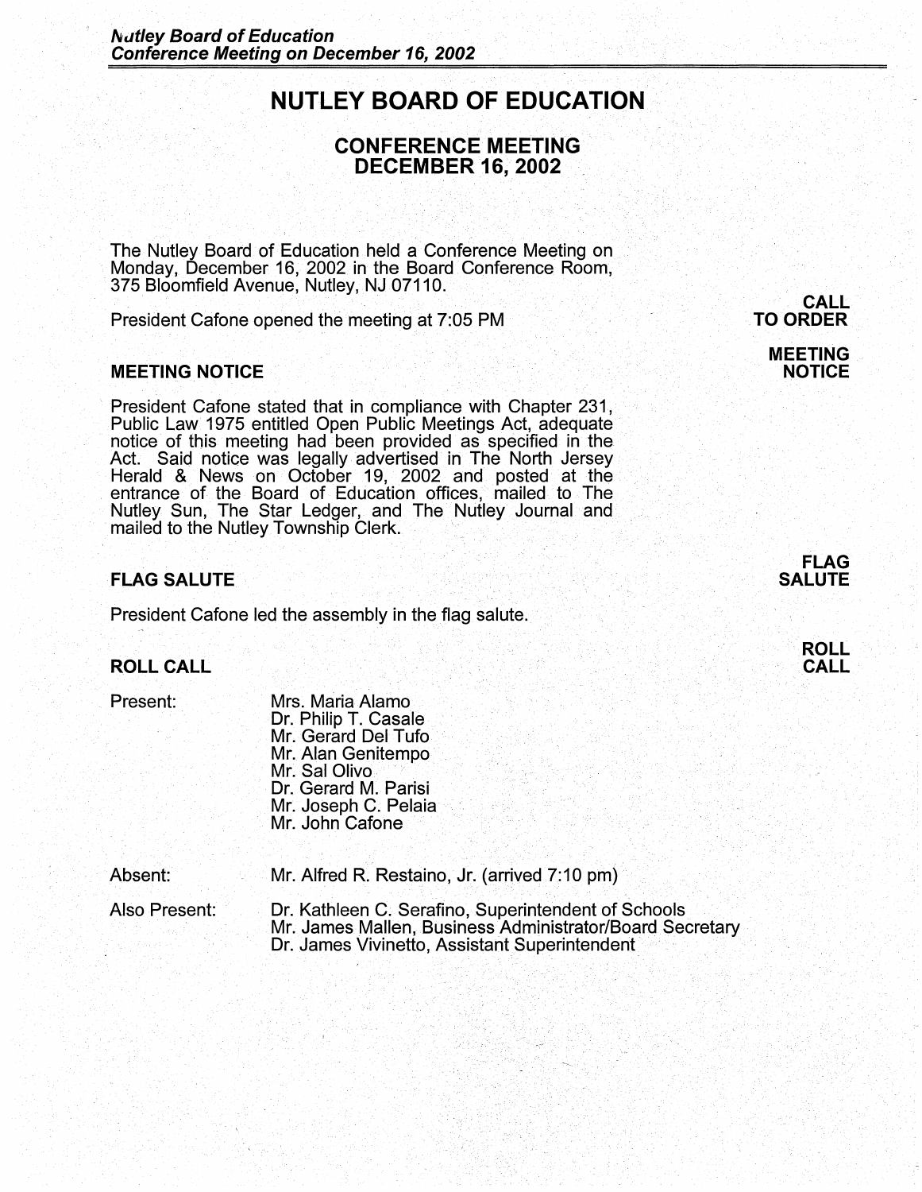# NUTLEY BOARD OF EDUCATION

## CONFERENCE MEETING
## DECEMBER 16, 2002

The Nutley Board of Education held a Conference Meeting on Monday, December 16, 2002 in the Board Conference Room, 375 Bloomfield Avenue, Nutley, NJ 07110.

**CALL TO ORDER**

President Cafone opened the meeting at 7:05 PM

### MEETING NOTICE

President Cafone stated that in compliance with Chapter 231, Public Law 1975 entitled Open Public Meetings Act, adequate notice of this meeting had been provided as specified in the Act. Said notice was legally advertised in The North Jersey Herald & News on October 19, 2002 and posted at the entrance of the Board of Education offices, mailed to The Nutley Sun, The Star Ledger, and The Nutley Journal and mailed to the Nutley Township Clerk.

### FLAG SALUTE

President Cafone led the assembly in the flag salute.

### ROLL CALL

Present:
- Mrs. Maria Alamo
- Dr. Philip T. Casale
- Mr. Gerard Del Tufo
- Mr. Alan Genitempo
- Mr. Sal Olivo
- Dr. Gerard M. Parisi
- Mr. Joseph C. Pelaia
- Mr. John Cafone

Absent:
- Mr. Alfred R. Restaino, Jr. (arrived 7:10 pm)

Also Present:
- Dr. Kathleen C. Serafino, Superintendent of Schools
- Mr. James Mallen, Business Administrator/Board Secretary
- Dr. James Vivinetto, Assistant Superintendent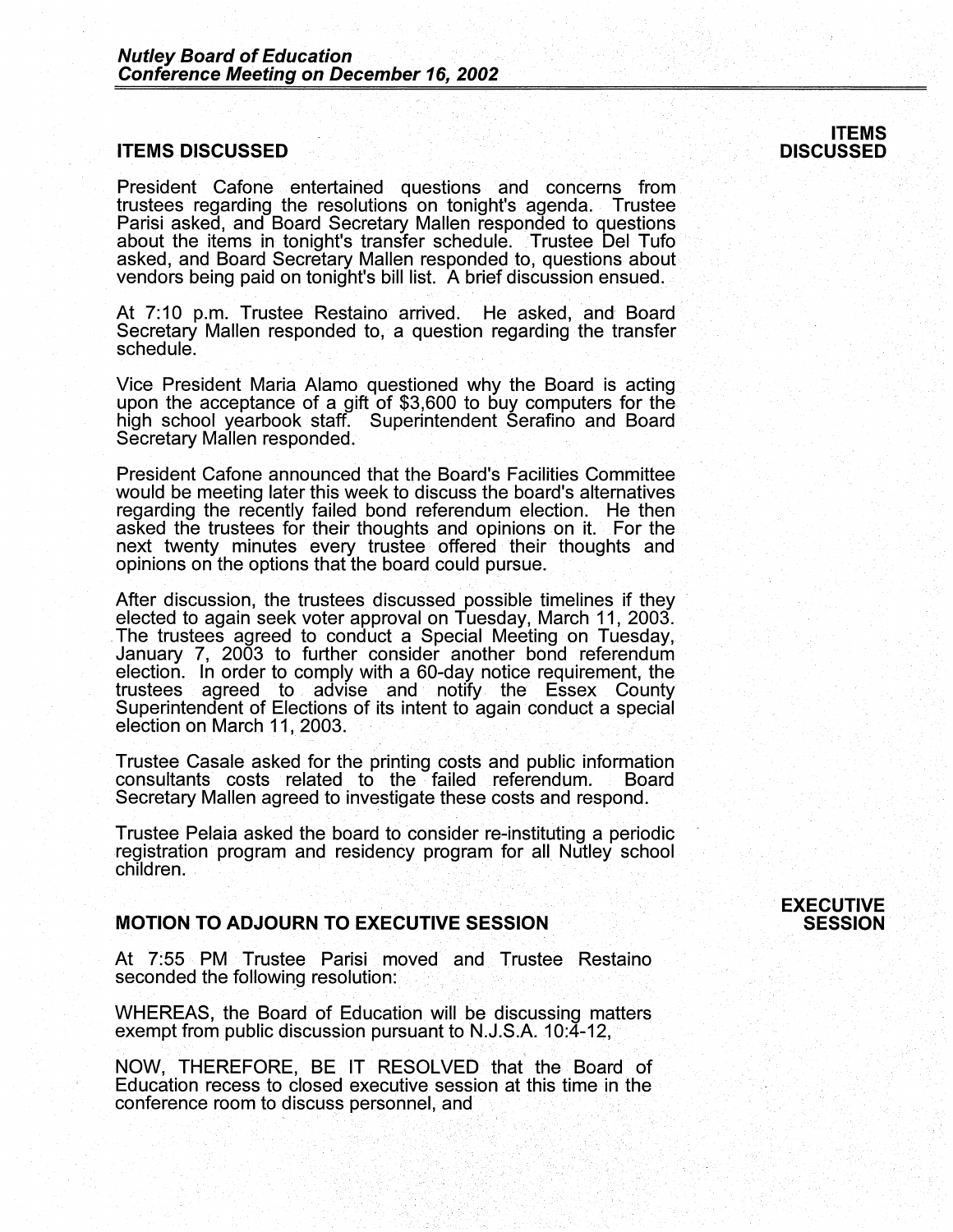## ITEMS DISCUSSED

**ITEMS DISCUSSED**

President Cafone entertained questions and concerns from trustees regarding the resolutions on tonight's agenda. Trustee Parisi asked, and Board Secretary Mallen responded to questions about the items in tonight's transfer schedule. Trustee Del Tufo asked, and Board Secretary Mallen responded to, questions about vendors being paid on tonight's bill list. A brief discussion ensued.

At 7:10 p.m. Trustee Restaino arrived. He asked, and Board Secretary Mallen responded to, a question regarding the transfer schedule.

Vice President Maria Alamo questioned why the Board is acting upon the acceptance of a gift of $3,600 to buy computers for the high school yearbook staff. Superintendent Serafino and Board Secretary Mallen responded.

President Cafone announced that the Board's Facilities Committee would be meeting later this week to discuss the board's alternatives regarding the recently failed bond referendum election. He then asked the trustees for their thoughts and opinions on it. For the next twenty minutes every trustee offered their thoughts and opinions on the options that the board could pursue.

After discussion, the trustees discussed possible timelines if they elected to again seek voter approval on Tuesday, March 11, 2003. The trustees agreed to conduct a Special Meeting on Tuesday, January 7, 2003 to further consider another bond referendum election. In order to comply with a 60-day notice requirement, the trustees agreed to advise and notify the Essex County Superintendent of Elections of its intent to again conduct a special election on March 11, 2003.

Trustee Casale asked for the printing costs and public information consultants costs related to the failed referendum. Board Secretary Mallen agreed to investigate these costs and respond.

Trustee Pelaia asked the board to consider re-instituting a periodic registration program and residency program for all Nutley school children.

## MOTION TO ADJOURN TO EXECUTIVE SESSION

**EXECUTIVE SESSION**

At 7:55 PM Trustee Parisi moved and Trustee Restaino seconded the following resolution:

WHEREAS, the Board of Education will be discussing matters exempt from public discussion pursuant to N.J.S.A. 10:4-12,

NOW, THEREFORE, BE IT RESOLVED that the Board of Education recess to closed executive session at this time in the conference room to discuss personnel, and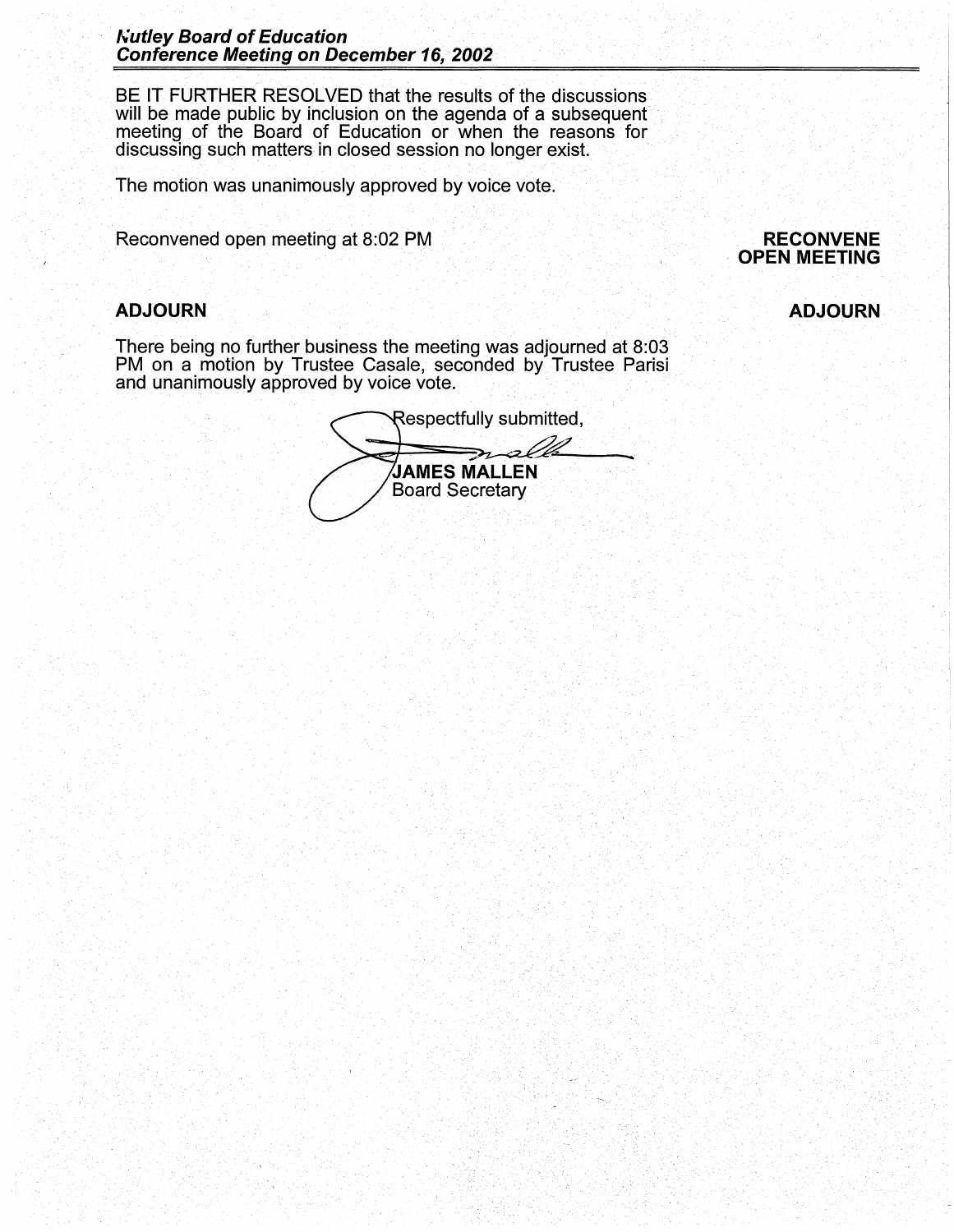BE IT FURTHER RESOLVED that the results of the discussions will be made public by inclusion on the agenda of a subsequent meeting of the Board of Education or when the reasons for discussing such matters in closed session no longer exist.

The motion was unanimously approved by voice vote.

**RECONVENE OPEN MEETING**

Reconvened open meeting at 8:02 PM

## ADJOURN

There being no further business the meeting was adjourned at 8:03 PM on a motion by Trustee Casale, seconded by Trustee Parisi and unanimously approved by voice vote.

Respectfully submitted,

**JAMES MALLEN**
Board Secretary